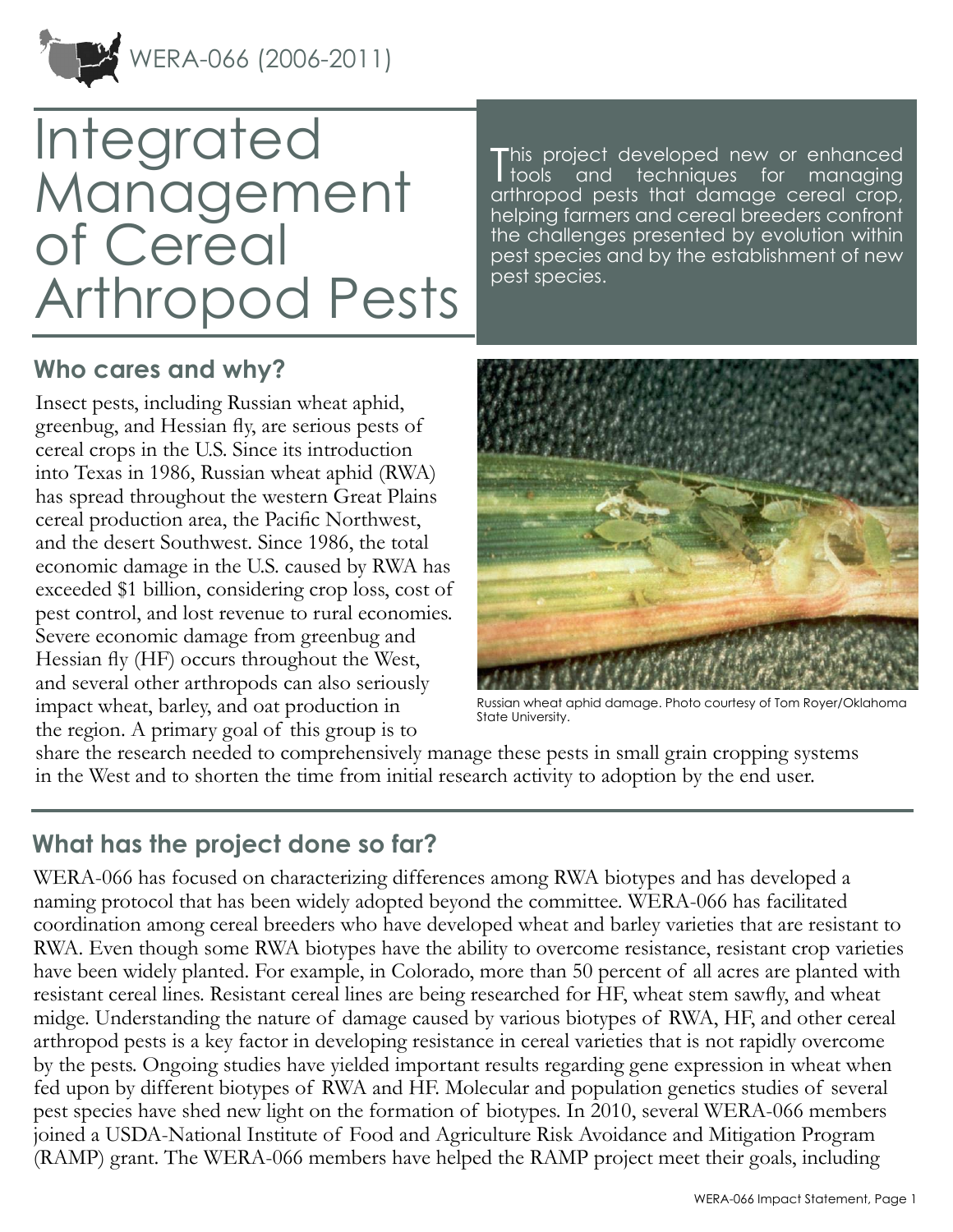WERA-066 (2006-2011)

# Integrated Management of Cereal Arthropod Pests

This project developed new or enhanced tools and techniques for managing arthropod pests that damage cereal crop, helping farmers and cereal breeders confront the challenges presented by evolution within pest species and by the establishment of new pest species.

## Who cares and why?

Insect pests, including Russian wheat aphid, greenbug, and Hessian fly, are serious pests of cereal crops in the U.S. Since its introduction into Texas in 1986, Russian wheat aphid (RWA) has spread throughout the western Great Plains cereal production area, the Pacific Northwest, and the desert Southwest. Since 1986, the total economic damage in the U.S. caused by RWA has exceeded $1 billion, considering crop loss, cost of pest control, and lost revenue to rural economies. Severe economic damage from greenbug and Hessian fly (HF) occurs throughout the West, and several other arthropods can also seriously impact wheat, barley, and oat production in the region. A primary goal of this group is to share the research needed to comprehensively manage these pests in small grain cropping systems in the West and to shorten the time from initial research activity to adoption by the end user.

Russian wheat aphid damage. Photo courtesy of Tom Royer/Oklahoma State University.

## What has the project done so far?

WERA-066 has focused on characterizing differences among RWA biotypes and has developed a naming protocol that has been widely adopted beyond the committee. WERA-066 has facilitated coordination among cereal breeders who have developed wheat and barley varieties that are resistant to RWA. Even though some RWA biotypes have the ability to overcome resistance, resistant crop varieties have been widely planted. For example, in Colorado, more than 50 percent of all acres are planted with resistant cereal lines. Resistant cereal lines are being researched for HF, wheat stem sawfly, and wheat midge. Understanding the nature of damage caused by various biotypes of RWA, HF, and other cereal arthropod pests is a key factor in developing resistance in cereal varieties that is not rapidly overcome by the pests. Ongoing studies have yielded important results regarding gene expression in wheat when fed upon by different biotypes of RWA and HF. Molecular and population genetics studies of several pest species have shed new light on the formation of biotypes. In 2010, several WERA-066 members joined a USDA-National Institute of Food and Agriculture Risk Avoidance and Mitigation Program (RAMP) grant. The WERA-066 members have helped the RAMP project meet their goals, including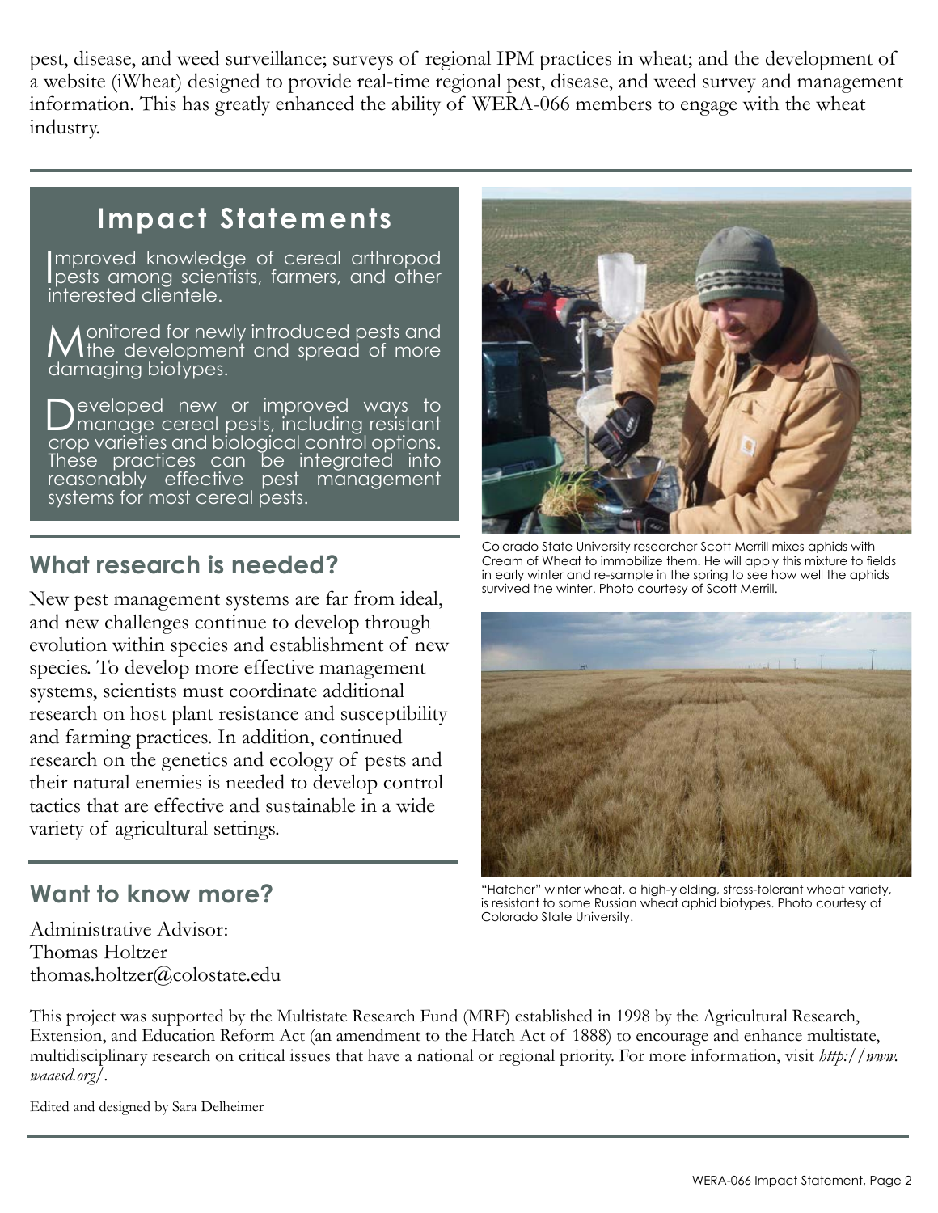pest, disease, and weed surveillance; surveys of regional IPM practices in wheat; and the development of a website (iWheat) designed to provide real-time regional pest, disease, and weed survey and management information. This has greatly enhanced the ability of WERA-066 members to engage with the wheat industry.

## Impact Statements

Improved knowledge of cereal arthropod pests among scientists, farmers, and other interested clientele.

Monitored for newly introduced pests and the development and spread of more damaging biotypes.

Developed new or improved ways to manage cereal pests, including resistant crop varieties and biological control options. These practices can be integrated into reasonably effective pest management systems for most cereal pests.

Colorado State University researcher Scott Merrill mixes aphids with Cream of Wheat to immobilize them. He will apply this mixture to fields in early winter and re-sample in the spring to see how well the aphids survived the winter. Photo courtesy of Scott Merrill.

## What research is needed?

New pest management systems are far from ideal, and new challenges continue to develop through evolution within species and establishment of new species. To develop more effective management systems, scientists must coordinate additional research on host plant resistance and susceptibility and farming practices. In addition, continued research on the genetics and ecology of pests and their natural enemies is needed to develop control tactics that are effective and sustainable in a wide variety of agricultural settings.

"Hatcher" winter wheat, a high-yielding, stress-tolerant wheat variety, is resistant to some Russian wheat aphid biotypes. Photo courtesy of Colorado State University.

## Want to know more?

Administrative Advisor:
Thomas Holtzer
thomas.holtzer@colostate.edu

This project was supported by the Multistate Research Fund (MRF) established in 1998 by the Agricultural Research, Extension, and Education Reform Act (an amendment to the Hatch Act of 1888) to encourage and enhance multistate, multidisciplinary research on critical issues that have a national or regional priority. For more information, visit *http://www.waaesd.org/*.

Edited and designed by Sara Delheimer